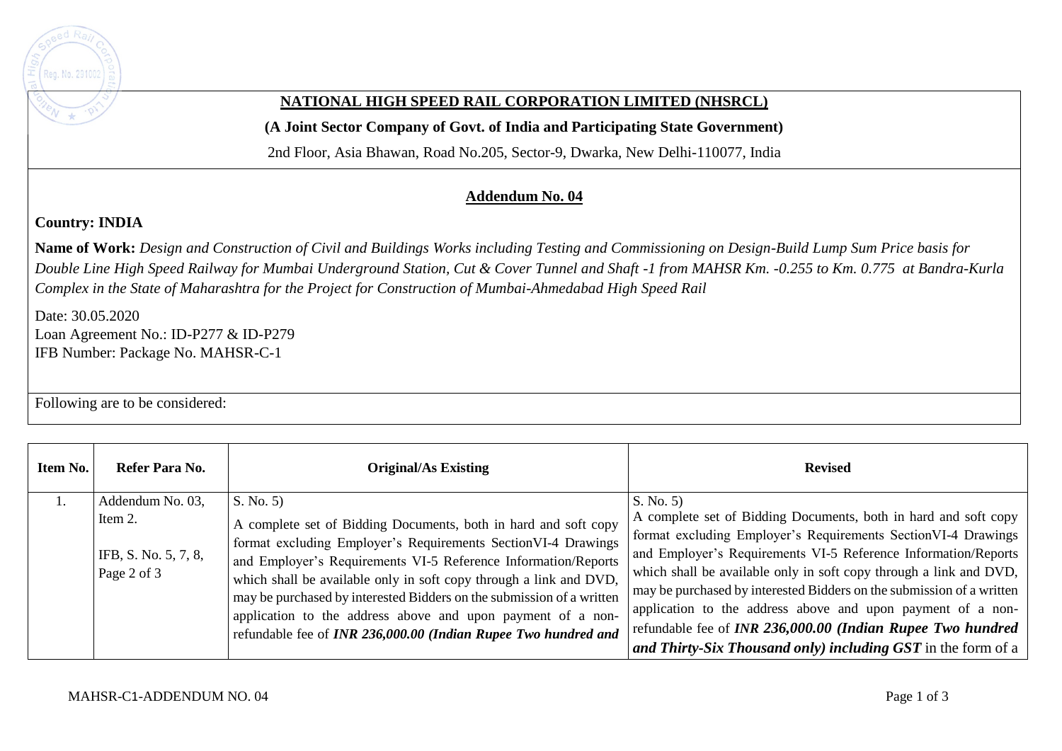**NATIONAL HIGH SPEED RAIL CORPORATION LIMITED (NHSRCL)**

**(A Joint Sector Company of Govt. of India and Participating State Government)**

2nd Floor, Asia Bhawan, Road No.205, Sector-9, Dwarka, New Delhi-110077, India

## Addendum No. 04

**Country: INDIA**

**Name of Work:** *Design and Construction of Civil and Buildings Works including Testing and Commissioning on Design-Build Lump Sum Price basis for Double Line High Speed Railway for Mumbai Underground Station, Cut & Cover Tunnel and Shaft -1 from MAHSR Km. -0.255 to Km. 0.775 at Bandra-Kurla Complex in the State of Maharashtra for the Project for Construction of Mumbai-Ahmedabad High Speed Rail*

Date: 30.05.2020
Loan Agreement No.: ID-P277 & ID-P279
IFB Number: Package No. MAHSR-C-1

Following are to be considered:

| Item No. | Refer Para No. | Original/As Existing | Revised |
|---|---|---|---|
| 1. | Addendum No. 03, Item 2.<br><br>IFB, S. No. 5, 7, 8, Page 2 of 3 | S. No. 5)<br>A complete set of Bidding Documents, both in hard and soft copy format excluding Employer's Requirements SectionVI-4 Drawings and Employer's Requirements VI-5 Reference Information/Reports which shall be available only in soft copy through a link and DVD, may be purchased by interested Bidders on the submission of a written application to the address above and upon payment of a non-refundable fee of ***INR 236,000.00 (Indian Rupee Two hundred and*** | S. No. 5)<br>A complete set of Bidding Documents, both in hard and soft copy format excluding Employer's Requirements SectionVI-4 Drawings and Employer's Requirements VI-5 Reference Information/Reports which shall be available only in soft copy through a link and DVD, may be purchased by interested Bidders on the submission of a written application to the address above and upon payment of a non-refundable fee of ***INR 236,000.00 (Indian Rupee Two hundred and Thirty-Six Thousand only) including GST*** in the form of a |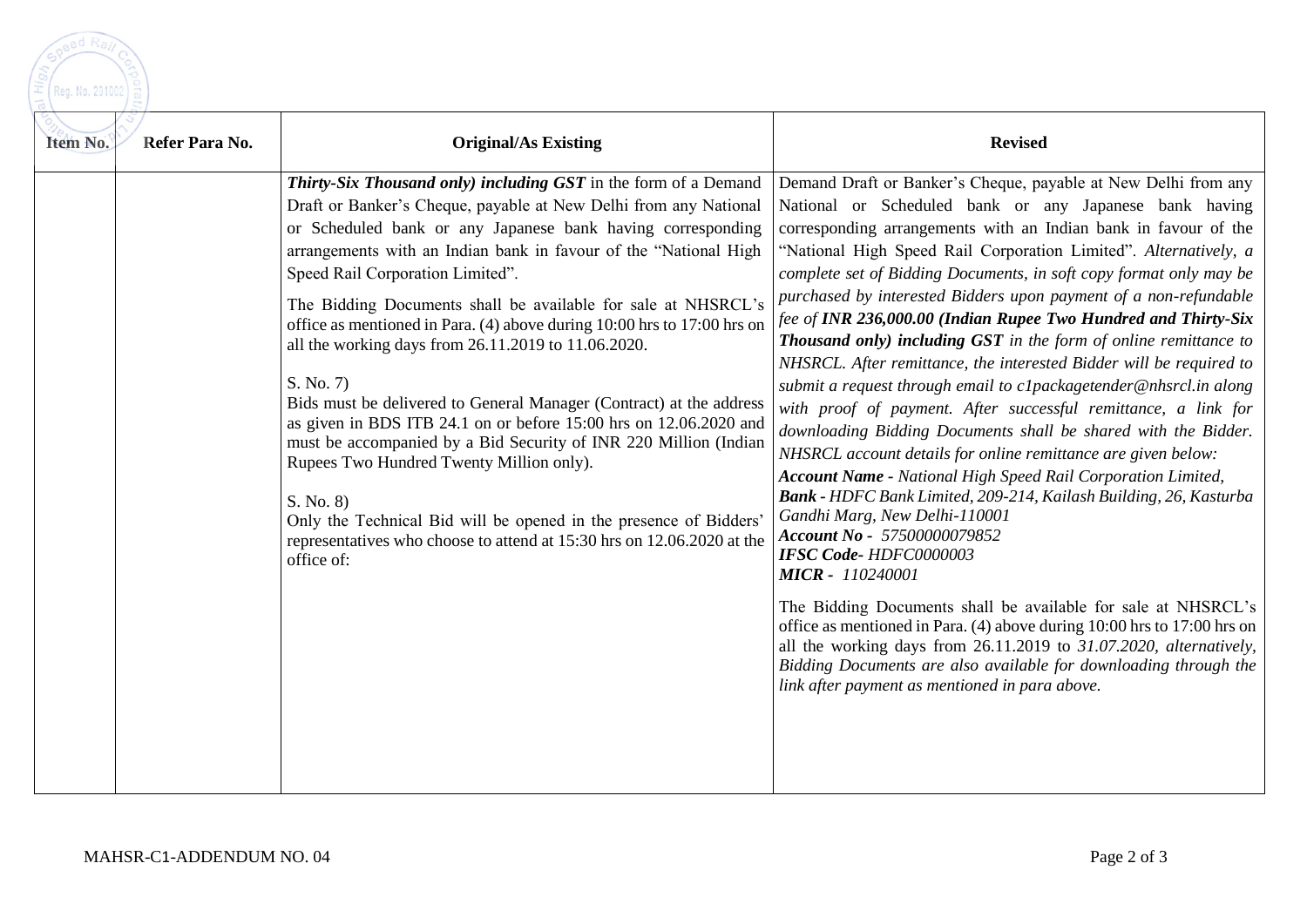| Item No. | Refer Para No. | Original/As Existing | Revised |
|---|---|---|---|
| | | ***Thirty-Six Thousand only) including GST*** in the form of a Demand Draft or Banker's Cheque, payable at New Delhi from any National or Scheduled bank or any Japanese bank having corresponding arrangements with an Indian bank in favour of the "National High Speed Rail Corporation Limited".<br><br>The Bidding Documents shall be available for sale at NHSRCL's office as mentioned in Para. (4) above during 10:00 hrs to 17:00 hrs on all the working days from 26.11.2019 to 11.06.2020.<br><br>S. No. 7)<br>Bids must be delivered to General Manager (Contract) at the address as given in BDS ITB 24.1 on or before 15:00 hrs on 12.06.2020 and must be accompanied by a Bid Security of INR 220 Million (Indian Rupees Two Hundred Twenty Million only).<br><br>S. No. 8)<br>Only the Technical Bid will be opened in the presence of Bidders' representatives who choose to attend at 15:30 hrs on 12.06.2020 at the office of: | Demand Draft or Banker's Cheque, payable at New Delhi from any National or Scheduled bank or any Japanese bank having corresponding arrangements with an Indian bank in favour of the "National High Speed Rail Corporation Limited". *Alternatively, a complete set of Bidding Documents, in soft copy format only may be purchased by interested Bidders upon payment of a non-refundable fee of **INR 236,000.00 (Indian Rupee Two Hundred and Thirty-Six Thousand only) including GST** in the form of online remittance to NHSRCL. After remittance, the interested Bidder will be required to submit a request through email to c1packagetender@nhsrcl.in along with proof of payment. After successful remittance, a link for downloading Bidding Documents shall be shared with the Bidder. NHSRCL account details for online remittance are given below:*<br>***Account Name*** *- National High Speed Rail Corporation Limited,*<br>***Bank*** *- HDFC Bank Limited, 209-214, Kailash Building, 26, Kasturba Gandhi Marg, New Delhi-110001*<br>***Account No*** *- 57500000079852*<br>***IFSC Code*** *- HDFC0000003*<br>***MICR*** *- 110240001*<br><br>The Bidding Documents shall be available for sale at NHSRCL's office as mentioned in Para. (4) above during 10:00 hrs to 17:00 hrs on all the working days from 26.11.2019 to *31.07.2020, alternatively, Bidding Documents are also available for downloading through the link after payment as mentioned in para above.* |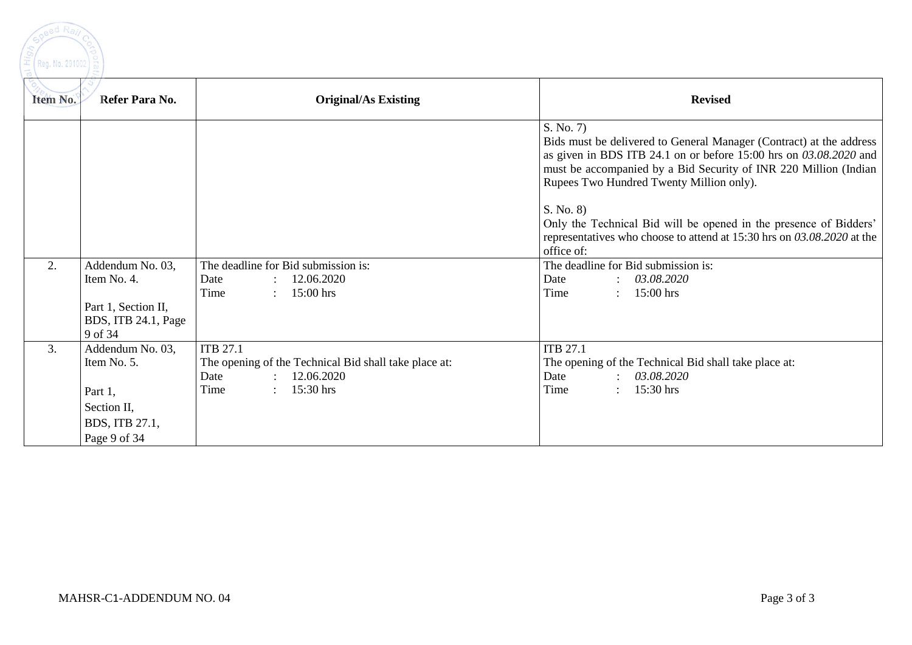| Item No. | Refer Para No. | Original/As Existing | Revised |
|---|---|---|---|
| | | | S. No. 7)<br>Bids must be delivered to General Manager (Contract) at the address as given in BDS ITB 24.1 on or before 15:00 hrs on *03.08.2020* and must be accompanied by a Bid Security of INR 220 Million (Indian Rupees Two Hundred Twenty Million only).<br><br>S. No. 8)<br>Only the Technical Bid will be opened in the presence of Bidders' representatives who choose to attend at 15:30 hrs on *03.08.2020* at the office of: |
| 2. | Addendum No. 03, Item No. 4.<br><br>Part 1, Section II, BDS, ITB 24.1, Page 9 of 34 | The deadline for Bid submission is:<br>Date : 12.06.2020<br>Time : 15:00 hrs | The deadline for Bid submission is:<br>Date : *03.08.2020*<br>Time : 15:00 hrs |
| 3. | Addendum No. 03, Item No. 5.<br><br>Part 1,<br>Section II,<br>BDS, ITB 27.1,<br>Page 9 of 34 | ITB 27.1<br>The opening of the Technical Bid shall take place at:<br>Date : 12.06.2020<br>Time : 15:30 hrs | ITB 27.1<br>The opening of the Technical Bid shall take place at:<br>Date : *03.08.2020*<br>Time : 15:30 hrs |

MAHSR-C1-ADDENDUM NO. 04